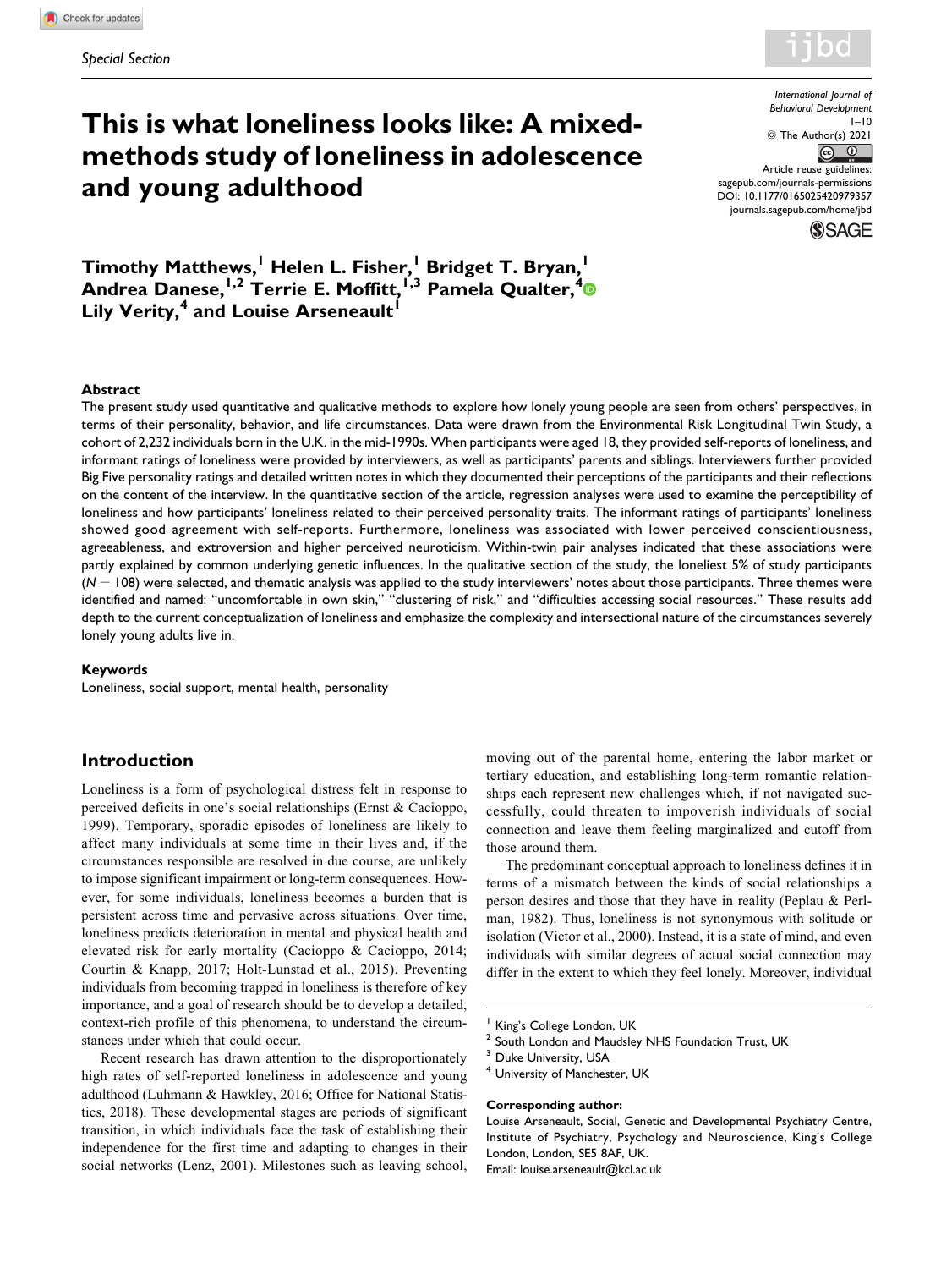*Special Section*

# This is what loneliness looks like: A mixed-methods study of loneliness in adolescence and young adulthood

**Timothy Matthews,[1] Helen L. Fisher,[1] Bridget T. Bryan,[1] Andrea Danese,[1,2] Terrie E. Moffitt,[1,3] Pamela Qualter,[4] Lily Verity,[4] and Louise Arseneault[1]**

### Abstract

The present study used quantitative and qualitative methods to explore how lonely young people are seen from others' perspectives, in terms of their personality, behavior, and life circumstances. Data were drawn from the Environmental Risk Longitudinal Twin Study, a cohort of 2,232 individuals born in the U.K. in the mid-1990s. When participants were aged 18, they provided self-reports of loneliness, and informant ratings of loneliness were provided by interviewers, as well as participants' parents and siblings. Interviewers further provided Big Five personality ratings and detailed written notes in which they documented their perceptions of the participants and their reflections on the content of the interview. In the quantitative section of the article, regression analyses were used to examine the perceptibility of loneliness and how participants' loneliness related to their perceived personality traits. The informant ratings of participants' loneliness showed good agreement with self-reports. Furthermore, loneliness was associated with lower perceived conscientiousness, agreeableness, and extroversion and higher perceived neuroticism. Within-twin pair analyses indicated that these associations were partly explained by common underlying genetic influences. In the qualitative section of the study, the loneliest 5% of study participants ($N = 108$) were selected, and thematic analysis was applied to the study interviewers' notes about those participants. Three themes were identified and named: "uncomfortable in own skin," "clustering of risk," and "difficulties accessing social resources." These results add depth to the current conceptualization of loneliness and emphasize the complexity and intersectional nature of the circumstances severely lonely young adults live in.

### Keywords

Loneliness, social support, mental health, personality

## Introduction

Loneliness is a form of psychological distress felt in response to perceived deficits in one's social relationships (Ernst & Cacioppo, 1999). Temporary, sporadic episodes of loneliness are likely to affect many individuals at some time in their lives and, if the circumstances responsible are resolved in due course, are unlikely to impose significant impairment or long-term consequences. However, for some individuals, loneliness becomes a burden that is persistent across time and pervasive across situations. Over time, loneliness predicts deterioration in mental and physical health and elevated risk for early mortality (Cacioppo & Cacioppo, 2014; Courtin & Knapp, 2017; Holt-Lunstad et al., 2015). Preventing individuals from becoming trapped in loneliness is therefore of key importance, and a goal of research should be to develop a detailed, context-rich profile of this phenomena, to understand the circumstances under which that could occur.

Recent research has drawn attention to the disproportionately high rates of self-reported loneliness in adolescence and young adulthood (Luhmann & Hawkley, 2016; Office for National Statistics, 2018). These developmental stages are periods of significant transition, in which individuals face the task of establishing their independence for the first time and adapting to changes in their social networks (Lenz, 2001). Milestones such as leaving school, moving out of the parental home, entering the labor market or tertiary education, and establishing long-term romantic relationships each represent new challenges which, if not navigated successfully, could threaten to impoverish individuals of social connection and leave them feeling marginalized and cutoff from those around them.

The predominant conceptual approach to loneliness defines it in terms of a mismatch between the kinds of social relationships a person desires and those that they have in reality (Peplau & Perlman, 1982). Thus, loneliness is not synonymous with solitude or isolation (Victor et al., 2000). Instead, it is a state of mind, and even individuals with similar degrees of actual social connection may differ in the extent to which they feel lonely. Moreover, individual

---

[1] King's College London, UK
[2] South London and Maudsley NHS Foundation Trust, UK
[3] Duke University, USA
[4] University of Manchester, UK

**Corresponding author:**
Louise Arseneault, Social, Genetic and Developmental Psychiatry Centre, Institute of Psychiatry, Psychology and Neuroscience, King's College London, London, SE5 8AF, UK.
Email: louise.arseneault@kcl.ac.uk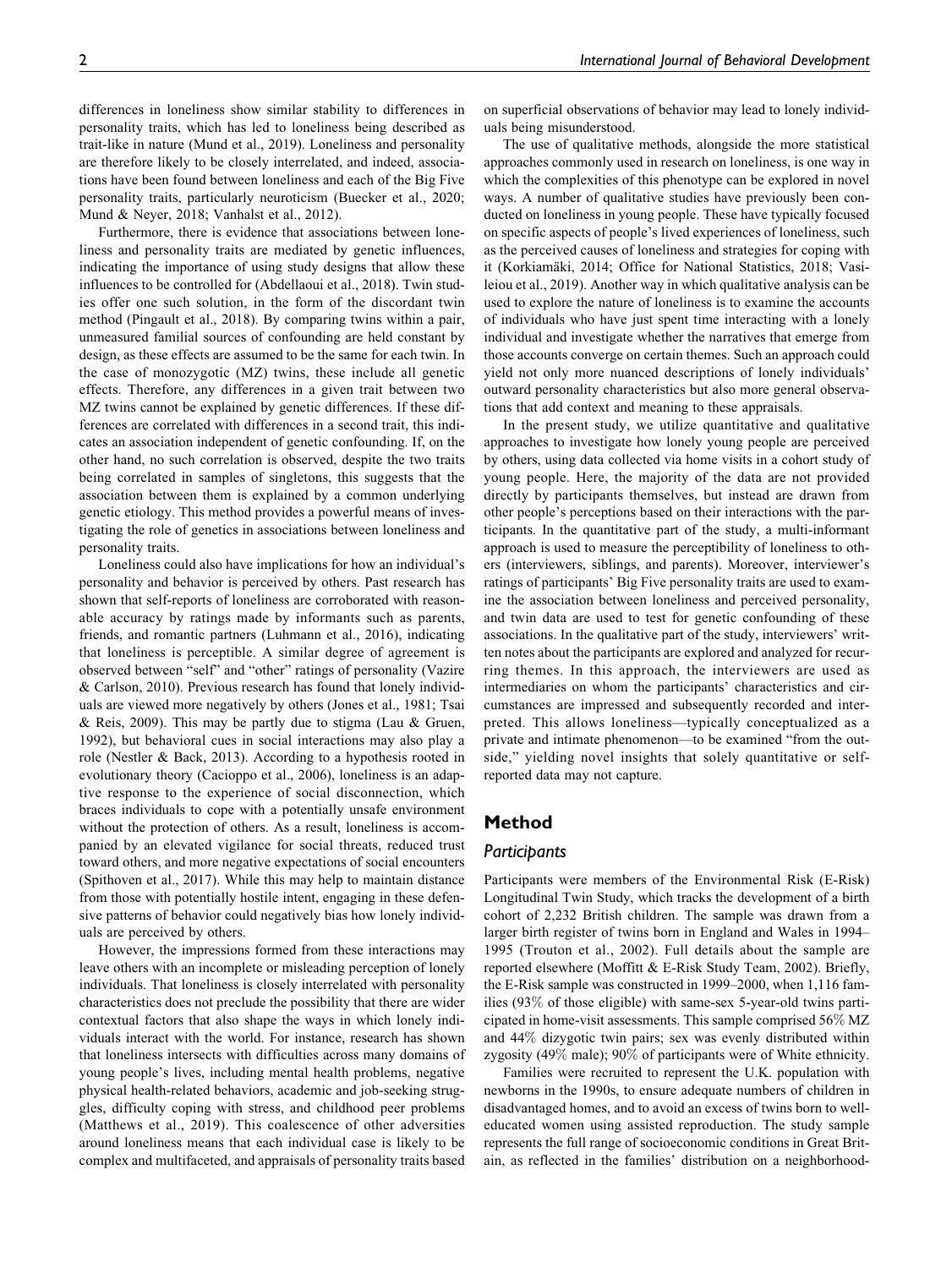differences in loneliness show similar stability to differences in personality traits, which has led to loneliness being described as trait-like in nature (Mund et al., 2019). Loneliness and personality are therefore likely to be closely interrelated, and indeed, associations have been found between loneliness and each of the Big Five personality traits, particularly neuroticism (Buecker et al., 2020; Mund & Neyer, 2018; Vanhalst et al., 2012).

Furthermore, there is evidence that associations between loneliness and personality traits are mediated by genetic influences, indicating the importance of using study designs that allow these influences to be controlled for (Abdellaoui et al., 2018). Twin studies offer one such solution, in the form of the discordant twin method (Pingault et al., 2018). By comparing twins within a pair, unmeasured familial sources of confounding are held constant by design, as these effects are assumed to be the same for each twin. In the case of monozygotic (MZ) twins, these include all genetic effects. Therefore, any differences in a given trait between two MZ twins cannot be explained by genetic differences. If these differences are correlated with differences in a second trait, this indicates an association independent of genetic confounding. If, on the other hand, no such correlation is observed, despite the two traits being correlated in samples of singletons, this suggests that the association between them is explained by a common underlying genetic etiology. This method provides a powerful means of investigating the role of genetics in associations between loneliness and personality traits.

Loneliness could also have implications for how an individual's personality and behavior is perceived by others. Past research has shown that self-reports of loneliness are corroborated with reasonable accuracy by ratings made by informants such as parents, friends, and romantic partners (Luhmann et al., 2016), indicating that loneliness is perceptible. A similar degree of agreement is observed between "self" and "other" ratings of personality (Vazire & Carlson, 2010). Previous research has found that lonely individuals are viewed more negatively by others (Jones et al., 1981; Tsai & Reis, 2009). This may be partly due to stigma (Lau & Gruen, 1992), but behavioral cues in social interactions may also play a role (Nestler & Back, 2013). According to a hypothesis rooted in evolutionary theory (Cacioppo et al., 2006), loneliness is an adaptive response to the experience of social disconnection, which braces individuals to cope with a potentially unsafe environment without the protection of others. As a result, loneliness is accompanied by an elevated vigilance for social threats, reduced trust toward others, and more negative expectations of social encounters (Spithoven et al., 2017). While this may help to maintain distance from those with potentially hostile intent, engaging in these defensive patterns of behavior could negatively bias how lonely individuals are perceived by others.

However, the impressions formed from these interactions may leave others with an incomplete or misleading perception of lonely individuals. That loneliness is closely interrelated with personality characteristics does not preclude the possibility that there are wider contextual factors that also shape the ways in which lonely individuals interact with the world. For instance, research has shown that loneliness intersects with difficulties across many domains of young people's lives, including mental health problems, negative physical health-related behaviors, academic and job-seeking struggles, difficulty coping with stress, and childhood peer problems (Matthews et al., 2019). This coalescence of other adversities around loneliness means that each individual case is likely to be complex and multifaceted, and appraisals of personality traits based on superficial observations of behavior may lead to lonely individuals being misunderstood.

The use of qualitative methods, alongside the more statistical approaches commonly used in research on loneliness, is one way in which the complexities of this phenotype can be explored in novel ways. A number of qualitative studies have previously been conducted on loneliness in young people. These have typically focused on specific aspects of people's lived experiences of loneliness, such as the perceived causes of loneliness and strategies for coping with it (Korkiamäki, 2014; Office for National Statistics, 2018; Vasileiou et al., 2019). Another way in which qualitative analysis can be used to explore the nature of loneliness is to examine the accounts of individuals who have just spent time interacting with a lonely individual and investigate whether the narratives that emerge from those accounts converge on certain themes. Such an approach could yield not only more nuanced descriptions of lonely individuals' outward personality characteristics but also more general observations that add context and meaning to these appraisals.

In the present study, we utilize quantitative and qualitative approaches to investigate how lonely young people are perceived by others, using data collected via home visits in a cohort study of young people. Here, the majority of the data are not provided directly by participants themselves, but instead are drawn from other people's perceptions based on their interactions with the participants. In the quantitative part of the study, a multi-informant approach is used to measure the perceptibility of loneliness to others (interviewers, siblings, and parents). Moreover, interviewer's ratings of participants' Big Five personality traits are used to examine the association between loneliness and perceived personality, and twin data are used to test for genetic confounding of these associations. In the qualitative part of the study, interviewers' written notes about the participants are explored and analyzed for recurring themes. In this approach, the interviewers are used as intermediaries on whom the participants' characteristics and circumstances are impressed and subsequently recorded and interpreted. This allows loneliness—typically conceptualized as a private and intimate phenomenon—to be examined "from the outside," yielding novel insights that solely quantitative or self-reported data may not capture.

## Method

### Participants

Participants were members of the Environmental Risk (E-Risk) Longitudinal Twin Study, which tracks the development of a birth cohort of 2,232 British children. The sample was drawn from a larger birth register of twins born in England and Wales in 1994–1995 (Trouton et al., 2002). Full details about the sample are reported elsewhere (Moffitt & E-Risk Study Team, 2002). Briefly, the E-Risk sample was constructed in 1999–2000, when 1,116 families (93% of those eligible) with same-sex 5-year-old twins participated in home-visit assessments. This sample comprised 56% MZ and 44% dizygotic twin pairs; sex was evenly distributed within zygosity (49% male); 90% of participants were of White ethnicity.

Families were recruited to represent the U.K. population with newborns in the 1990s, to ensure adequate numbers of children in disadvantaged homes, and to avoid an excess of twins born to well-educated women using assisted reproduction. The study sample represents the full range of socioeconomic conditions in Great Britain, as reflected in the families' distribution on a neighborhood-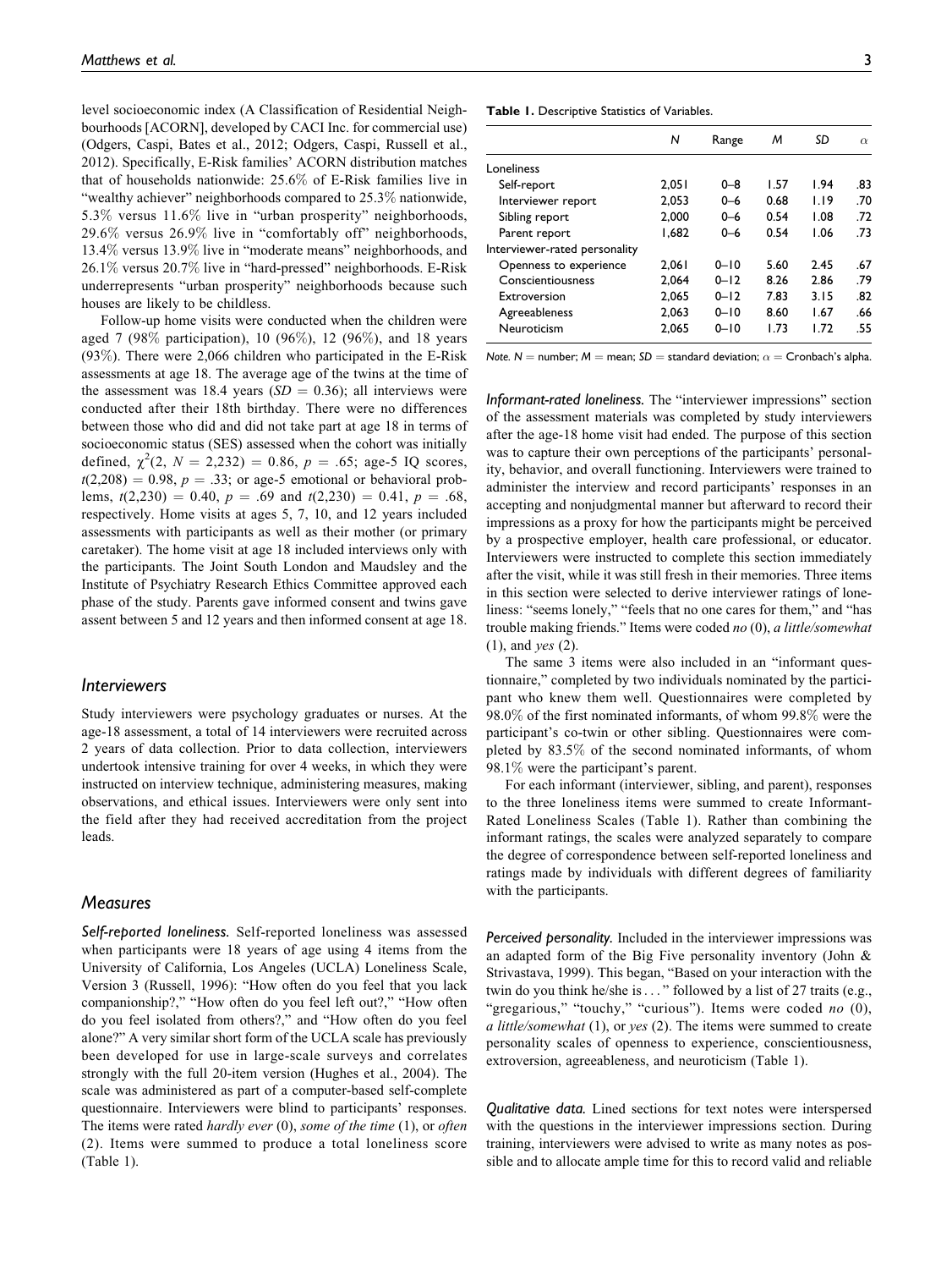level socioeconomic index (A Classification of Residential Neighbourhoods [ACORN], developed by CACI Inc. for commercial use) (Odgers, Caspi, Bates et al., 2012; Odgers, Caspi, Russell et al., 2012). Specifically, E-Risk families' ACORN distribution matches that of households nationwide: 25.6% of E-Risk families live in "wealthy achiever" neighborhoods compared to 25.3% nationwide, 5.3% versus 11.6% live in "urban prosperity" neighborhoods, 29.6% versus 26.9% live in "comfortably off" neighborhoods, 13.4% versus 13.9% live in "moderate means" neighborhoods, and 26.1% versus 20.7% live in "hard-pressed" neighborhoods. E-Risk underrepresents "urban prosperity" neighborhoods because such houses are likely to be childless.

Follow-up home visits were conducted when the children were aged 7 (98% participation), 10 (96%), 12 (96%), and 18 years (93%). There were 2,066 children who participated in the E-Risk assessments at age 18. The average age of the twins at the time of the assessment was 18.4 years ($SD$ = 0.36); all interviews were conducted after their 18th birthday. There were no differences between those who did and did not take part at age 18 in terms of socioeconomic status (SES) assessed when the cohort was initially defined, $\chi^2(2, N = 2{,}232) = 0.86$, $p = .65$; age-5 IQ scores, $t(2{,}208) = 0.98$, $p = .33$; or age-5 emotional or behavioral problems, $t(2{,}230) = 0.40$, $p = .69$ and $t(2{,}230) = 0.41$, $p = .68$, respectively. Home visits at ages 5, 7, 10, and 12 years included assessments with participants as well as their mother (or primary caretaker). The home visit at age 18 included interviews only with the participants. The Joint South London and Maudsley and the Institute of Psychiatry Research Ethics Committee approved each phase of the study. Parents gave informed consent and twins gave assent between 5 and 12 years and then informed consent at age 18.

## Interviewers

Study interviewers were psychology graduates or nurses. At the age-18 assessment, a total of 14 interviewers were recruited across 2 years of data collection. Prior to data collection, interviewers undertook intensive training for over 4 weeks, in which they were instructed on interview technique, administering measures, making observations, and ethical issues. Interviewers were only sent into the field after they had received accreditation from the project leads.

## Measures

***Self-reported loneliness.*** Self-reported loneliness was assessed when participants were 18 years of age using 4 items from the University of California, Los Angeles (UCLA) Loneliness Scale, Version 3 (Russell, 1996): "How often do you feel that you lack companionship?," "How often do you feel left out?," "How often do you feel isolated from others?," and "How often do you feel alone?" A very similar short form of the UCLA scale has previously been developed for use in large-scale surveys and correlates strongly with the full 20-item version (Hughes et al., 2004). The scale was administered as part of a computer-based self-complete questionnaire. Interviewers were blind to participants' responses. The items were rated *hardly ever* (0), *some of the time* (1), or *often* (2). Items were summed to produce a total loneliness score (Table 1).

**Table 1.** Descriptive Statistics of Variables.

| | $N$ | Range | $M$ | $SD$ | $\alpha$ |
|---|---|---|---|---|---|
| Loneliness | | | | | |
| Self-report | 2,051 | 0–8 | 1.57 | 1.94 | .83 |
| Interviewer report | 2,053 | 0–6 | 0.68 | 1.19 | .70 |
| Sibling report | 2,000 | 0–6 | 0.54 | 1.08 | .72 |
| Parent report | 1,682 | 0–6 | 0.54 | 1.06 | .73 |
| Interviewer-rated personality | | | | | |
| Openness to experience | 2,061 | 0–10 | 5.60 | 2.45 | .67 |
| Conscientiousness | 2,064 | 0–12 | 8.26 | 2.86 | .79 |
| Extroversion | 2,065 | 0–12 | 7.83 | 3.15 | .82 |
| Agreeableness | 2,063 | 0–10 | 8.60 | 1.67 | .66 |
| Neuroticism | 2,065 | 0–10 | 1.73 | 1.72 | .55 |

*Note.* $N$ = number; $M$ = mean; $SD$ = standard deviation; $\alpha$ = Cronbach's alpha.

***Informant-rated loneliness.*** The "interviewer impressions" section of the assessment materials was completed by study interviewers after the age-18 home visit had ended. The purpose of this section was to capture their own perceptions of the participants' personality, behavior, and overall functioning. Interviewers were trained to administer the interview and record participants' responses in an accepting and nonjudgmental manner but afterward to record their impressions as a proxy for how the participants might be perceived by a prospective employer, health care professional, or educator. Interviewers were instructed to complete this section immediately after the visit, while it was still fresh in their memories. Three items in this section were selected to derive interviewer ratings of loneliness: "seems lonely," "feels that no one cares for them," and "has trouble making friends." Items were coded *no* (0), *a little/somewhat* (1), and *yes* (2).

The same 3 items were also included in an "informant questionnaire," completed by two individuals nominated by the participant who knew them well. Questionnaires were completed by 98.0% of the first nominated informants, of whom 99.8% were the participant's co-twin or other sibling. Questionnaires were completed by 83.5% of the second nominated informants, of whom 98.1% were the participant's parent.

For each informant (interviewer, sibling, and parent), responses to the three loneliness items were summed to create Informant-Rated Loneliness Scales (Table 1). Rather than combining the informant ratings, the scales were analyzed separately to compare the degree of correspondence between self-reported loneliness and ratings made by individuals with different degrees of familiarity with the participants.

***Perceived personality.*** Included in the interviewer impressions was an adapted form of the Big Five personality inventory (John & Strivastava, 1999). This began, "Based on your interaction with the twin do you think he/she is . . . " followed by a list of 27 traits (e.g., "gregarious," "touchy," "curious"). Items were coded *no* (0), *a little/somewhat* (1), or *yes* (2). The items were summed to create personality scales of openness to experience, conscientiousness, extroversion, agreeableness, and neuroticism (Table 1).

***Qualitative data.*** Lined sections for text notes were interspersed with the questions in the interviewer impressions section. During training, interviewers were advised to write as many notes as possible and to allocate ample time for this to record valid and reliable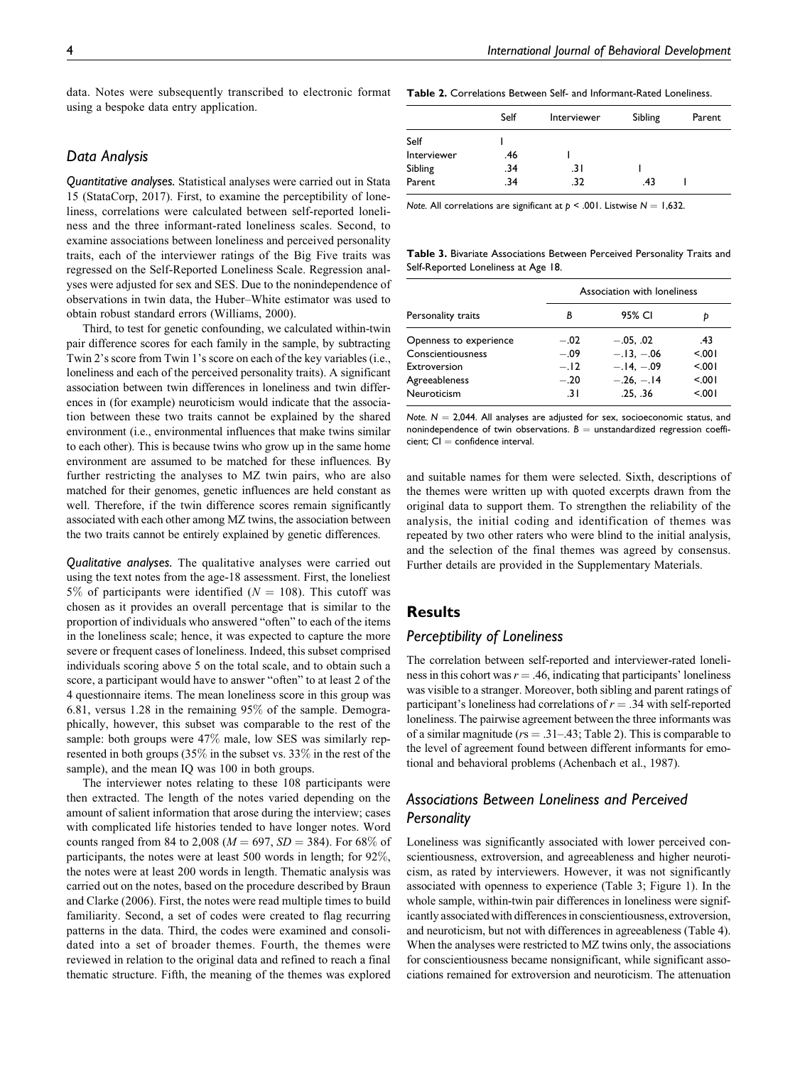data. Notes were subsequently transcribed to electronic format using a bespoke data entry application.

## Data Analysis

*Quantitative analyses.* Statistical analyses were carried out in Stata 15 (StataCorp, 2017). First, to examine the perceptibility of loneliness, correlations were calculated between self-reported loneliness and the three informant-rated loneliness scales. Second, to examine associations between loneliness and perceived personality traits, each of the interviewer ratings of the Big Five traits was regressed on the Self-Reported Loneliness Scale. Regression analyses were adjusted for sex and SES. Due to the nonindependence of observations in twin data, the Huber–White estimator was used to obtain robust standard errors (Williams, 2000).

Third, to test for genetic confounding, we calculated within-twin pair difference scores for each family in the sample, by subtracting Twin 2's score from Twin 1's score on each of the key variables (i.e., loneliness and each of the perceived personality traits). A significant association between twin differences in loneliness and twin differences in (for example) neuroticism would indicate that the association between these two traits cannot be explained by the shared environment (i.e., environmental influences that make twins similar to each other). This is because twins who grow up in the same home environment are assumed to be matched for these influences. By further restricting the analyses to MZ twin pairs, who are also matched for their genomes, genetic influences are held constant as well. Therefore, if the twin difference scores remain significantly associated with each other among MZ twins, the association between the two traits cannot be entirely explained by genetic differences.

*Qualitative analyses.* The qualitative analyses were carried out using the text notes from the age-18 assessment. First, the loneliest 5% of participants were identified ($N = 108$). This cutoff was chosen as it provides an overall percentage that is similar to the proportion of individuals who answered "often" to each of the items in the loneliness scale; hence, it was expected to capture the more severe or frequent cases of loneliness. Indeed, this subset comprised individuals scoring above 5 on the total scale, and to obtain such a score, a participant would have to answer "often" to at least 2 of the 4 questionnaire items. The mean loneliness score in this group was 6.81, versus 1.28 in the remaining 95% of the sample. Demographically, however, this subset was comparable to the rest of the sample: both groups were 47% male, low SES was similarly represented in both groups (35% in the subset vs. 33% in the rest of the sample), and the mean IQ was 100 in both groups.

The interviewer notes relating to these 108 participants were then extracted. The length of the notes varied depending on the amount of salient information that arose during the interview; cases with complicated life histories tended to have longer notes. Word counts ranged from 84 to 2,008 ($M = 697$, $SD = 384$). For 68% of participants, the notes were at least 500 words in length; for 92%, the notes were at least 200 words in length. Thematic analysis was carried out on the notes, based on the procedure described by Braun and Clarke (2006). First, the notes were read multiple times to build familiarity. Second, a set of codes were created to flag recurring patterns in the data. Third, the codes were examined and consolidated into a set of broader themes. Fourth, the themes were reviewed in relation to the original data and refined to reach a final thematic structure. Fifth, the meaning of the themes was explored and suitable names for them were selected. Sixth, descriptions of the themes were written up with quoted excerpts drawn from the original data to support them. To strengthen the reliability of the analysis, the initial coding and identification of themes was repeated by two other raters who were blind to the initial analysis, and the selection of the final themes was agreed by consensus. Further details are provided in the Supplementary Materials.

**Table 2.** Correlations Between Self- and Informant-Rated Loneliness.

| | Self | Interviewer | Sibling | Parent |
|---|---|---|---|---|
| Self | 1 | | | |
| Interviewer | .46 | 1 | | |
| Sibling | .34 | .31 | 1 | |
| Parent | .34 | .32 | .43 | 1 |

*Note.* All correlations are significant at $p < .001$. Listwise $N = 1,632$.

**Table 3.** Bivariate Associations Between Perceived Personality Traits and Self-Reported Loneliness at Age 18.

| | Association with loneliness | | |
|---|---|---|---|
| Personality traits | *B* | 95% CI | *p* |
| Openness to experience | −.02 | −.05, .02 | .43 |
| Conscientiousness | −.09 | −.13, −.06 | <.001 |
| Extroversion | −.12 | −.14, −.09 | <.001 |
| Agreeableness | −.20 | −.26, −.14 | <.001 |
| Neuroticism | .31 | .25, .36 | <.001 |

*Note.* $N = 2,044$. All analyses are adjusted for sex, socioeconomic status, and nonindependence of twin observations. $B$ = unstandardized regression coefficient; CI = confidence interval.

# Results

## Perceptibility of Loneliness

The correlation between self-reported and interviewer-rated loneliness in this cohort was $r = .46$, indicating that participants' loneliness was visible to a stranger. Moreover, both sibling and parent ratings of participant's loneliness had correlations of $r = .34$ with self-reported loneliness. The pairwise agreement between the three informants was of a similar magnitude ($r$s = .31–.43; Table 2). This is comparable to the level of agreement found between different informants for emotional and behavioral problems (Achenbach et al., 1987).

## Associations Between Loneliness and Perceived Personality

Loneliness was significantly associated with lower perceived conscientiousness, extroversion, and agreeableness and higher neuroticism, as rated by interviewers. However, it was not significantly associated with openness to experience (Table 3; Figure 1). In the whole sample, within-twin pair differences in loneliness were significantly associated with differences in conscientiousness, extroversion, and neuroticism, but not with differences in agreeableness (Table 4). When the analyses were restricted to MZ twins only, the associations for conscientiousness became nonsignificant, while significant associations remained for extroversion and neuroticism. The attenuation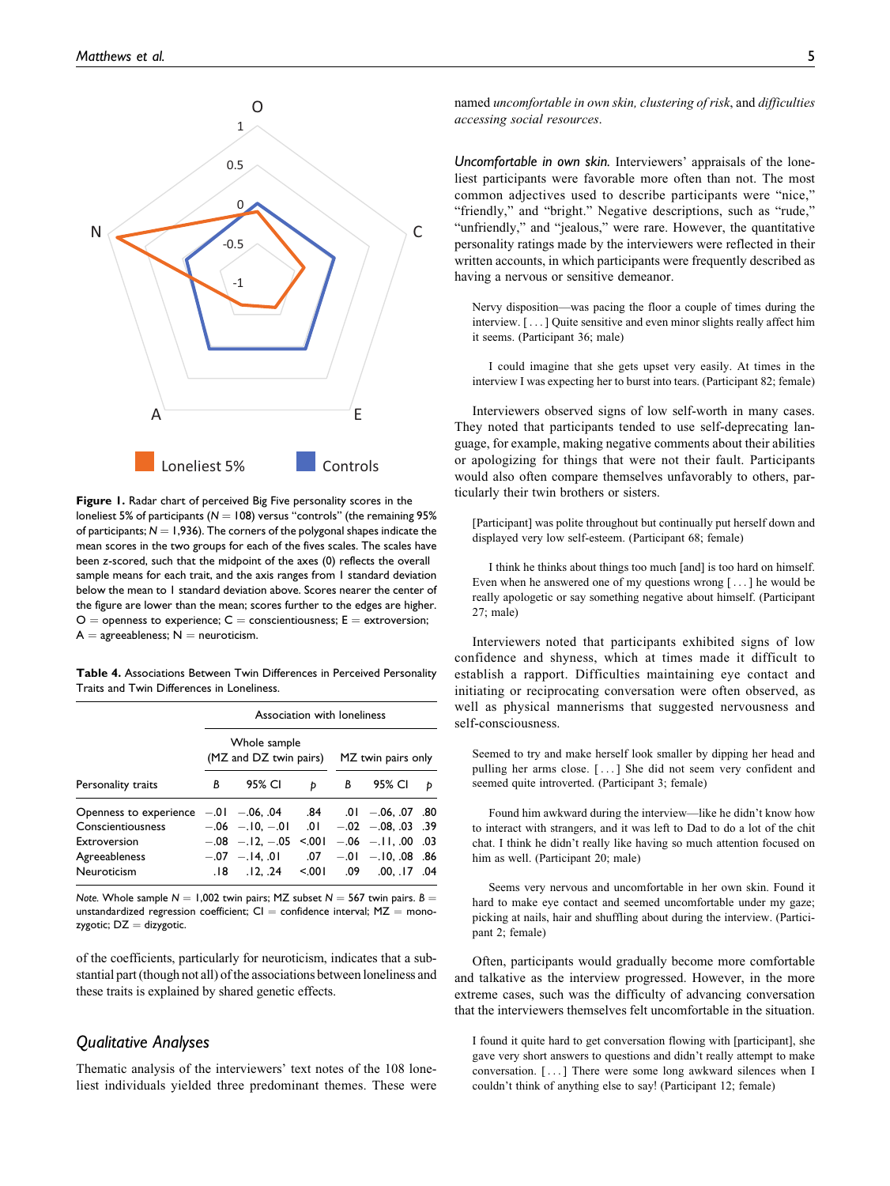**Figure 1.** Radar chart of perceived Big Five personality scores in the loneliest 5% of participants ($N = 108$) versus "controls" (the remaining 95% of participants; $N = 1,936$). The corners of the polygonal shapes indicate the mean scores in the two groups for each of the fives scales. The scales have been z-scored, such that the midpoint of the axes (0) reflects the overall sample means for each trait, and the axis ranges from 1 standard deviation below the mean to 1 standard deviation above. Scores nearer the center of the figure are lower than the mean; scores further to the edges are higher. O = openness to experience; C = conscientiousness; E = extroversion; A = agreeableness; N = neuroticism.

**Table 4.** Associations Between Twin Differences in Perceived Personality Traits and Twin Differences in Loneliness.

| | Association with loneliness | | | | | |
|---|---|---|---|---|---|---|
| | Whole sample (MZ and DZ twin pairs) | | | MZ twin pairs only | | |
| Personality traits | *B* | 95% CI | *p* | *B* | 95% CI | *p* |
| Openness to experience | −.01 | −.06, .04 | .84 | .01 | −.06, .07 | .80 |
| Conscientiousness | −.06 | −.10, −.01 | .01 | −.02 | −.08, .03 | .39 |
| Extroversion | −.08 | −.12, −.05 | <.001 | −.06 | −.11, .00 | .03 |
| Agreeableness | −.07 | −.14, .01 | .07 | −.01 | −.10, .08 | .86 |
| Neuroticism | .18 | .12, .24 | <.001 | .09 | .00, .17 | .04 |

*Note.* Whole sample $N = 1,002$ twin pairs; MZ subset $N = 567$ twin pairs. $B$ = unstandardized regression coefficient; CI = confidence interval; MZ = monozygotic; DZ = dizygotic.

of the coefficients, particularly for neuroticism, indicates that a substantial part (though not all) of the associations between loneliness and these traits is explained by shared genetic effects.

## *Qualitative Analyses*

Thematic analysis of the interviewers' text notes of the 108 loneliest individuals yielded three predominant themes. These were named *uncomfortable in own skin, clustering of risk*, and *difficulties accessing social resources*.

*Uncomfortable in own skin.* Interviewers' appraisals of the loneliest participants were favorable more often than not. The most common adjectives used to describe participants were "nice," "friendly," and "bright." Negative descriptions, such as "rude," "unfriendly," and "jealous," were rare. However, the quantitative personality ratings made by the interviewers were reflected in their written accounts, in which participants were frequently described as having a nervous or sensitive demeanor.

> Nervy disposition—was pacing the floor a couple of times during the interview. [ . . . ] Quite sensitive and even minor slights really affect him it seems. (Participant 36; male)

> I could imagine that she gets upset very easily. At times in the interview I was expecting her to burst into tears. (Participant 82; female)

Interviewers observed signs of low self-worth in many cases. They noted that participants tended to use self-deprecating language, for example, making negative comments about their abilities or apologizing for things that were not their fault. Participants would also often compare themselves unfavorably to others, particularly their twin brothers or sisters.

> [Participant] was polite throughout but continually put herself down and displayed very low self-esteem. (Participant 68; female)

> I think he thinks about things too much [and] is too hard on himself. Even when he answered one of my questions wrong [ . . . ] he would be really apologetic or say something negative about himself. (Participant 27; male)

Interviewers noted that participants exhibited signs of low confidence and shyness, which at times made it difficult to establish a rapport. Difficulties maintaining eye contact and initiating or reciprocating conversation were often observed, as well as physical mannerisms that suggested nervousness and self-consciousness.

> Seemed to try and make herself look smaller by dipping her head and pulling her arms close. [ . . . ] She did not seem very confident and seemed quite introverted. (Participant 3; female)

> Found him awkward during the interview—like he didn't know how to interact with strangers, and it was left to Dad to do a lot of the chit chat. I think he didn't really like having so much attention focused on him as well. (Participant 20; male)

> Seems very nervous and uncomfortable in her own skin. Found it hard to make eye contact and seemed uncomfortable under my gaze; picking at nails, hair and shuffling about during the interview. (Participant 2; female)

Often, participants would gradually become more comfortable and talkative as the interview progressed. However, in the more extreme cases, such was the difficulty of advancing conversation that the interviewers themselves felt uncomfortable in the situation.

> I found it quite hard to get conversation flowing with [participant], she gave very short answers to questions and didn't really attempt to make conversation. [ . . . ] There were some long awkward silences when I couldn't think of anything else to say! (Participant 12; female)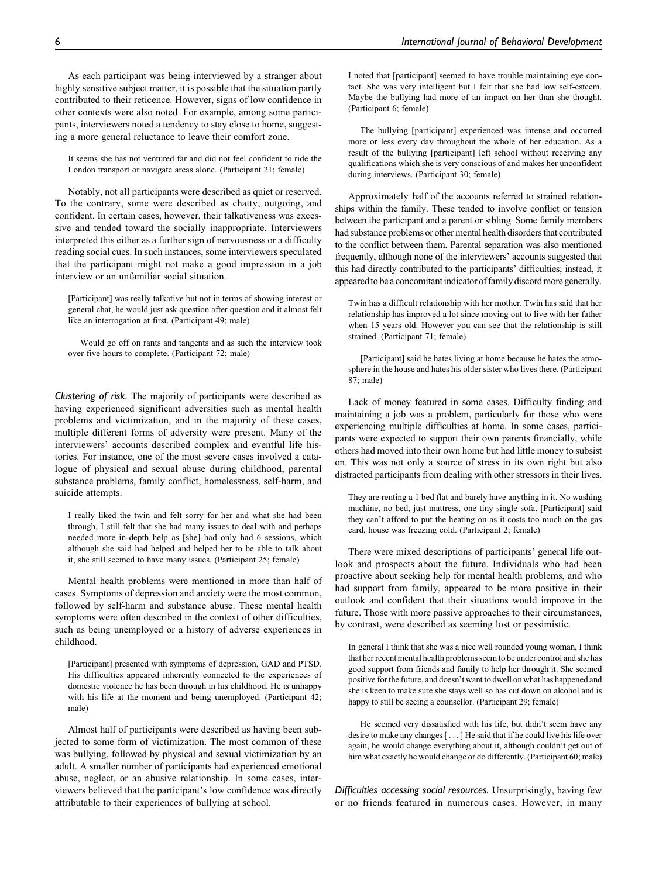As each participant was being interviewed by a stranger about highly sensitive subject matter, it is possible that the situation partly contributed to their reticence. However, signs of low confidence in other contexts were also noted. For example, among some participants, interviewers noted a tendency to stay close to home, suggesting a more general reluctance to leave their comfort zone.

> It seems she has not ventured far and did not feel confident to ride the London transport or navigate areas alone. (Participant 21; female)

Notably, not all participants were described as quiet or reserved. To the contrary, some were described as chatty, outgoing, and confident. In certain cases, however, their talkativeness was excessive and tended toward the socially inappropriate. Interviewers interpreted this either as a further sign of nervousness or a difficulty reading social cues. In such instances, some interviewers speculated that the participant might not make a good impression in a job interview or an unfamiliar social situation.

> [Participant] was really talkative but not in terms of showing interest or general chat, he would just ask question after question and it almost felt like an interrogation at first. (Participant 49; male)

> Would go off on rants and tangents and as such the interview took over five hours to complete. (Participant 72; male)

*Clustering of risk.* The majority of participants were described as having experienced significant adversities such as mental health problems and victimization, and in the majority of these cases, multiple different forms of adversity were present. Many of the interviewers' accounts described complex and eventful life histories. For instance, one of the most severe cases involved a catalogue of physical and sexual abuse during childhood, parental substance problems, family conflict, homelessness, self-harm, and suicide attempts.

> I really liked the twin and felt sorry for her and what she had been through, I still felt that she had many issues to deal with and perhaps needed more in-depth help as [she] had only had 6 sessions, which although she said had helped and helped her to be able to talk about it, she still seemed to have many issues. (Participant 25; female)

Mental health problems were mentioned in more than half of cases. Symptoms of depression and anxiety were the most common, followed by self-harm and substance abuse. These mental health symptoms were often described in the context of other difficulties, such as being unemployed or a history of adverse experiences in childhood.

> [Participant] presented with symptoms of depression, GAD and PTSD. His difficulties appeared inherently connected to the experiences of domestic violence he has been through in his childhood. He is unhappy with his life at the moment and being unemployed. (Participant 42; male)

Almost half of participants were described as having been subjected to some form of victimization. The most common of these was bullying, followed by physical and sexual victimization by an adult. A smaller number of participants had experienced emotional abuse, neglect, or an abusive relationship. In some cases, interviewers believed that the participant's low confidence was directly attributable to their experiences of bullying at school.

> I noted that [participant] seemed to have trouble maintaining eye contact. She was very intelligent but I felt that she had low self-esteem. Maybe the bullying had more of an impact on her than she thought. (Participant 6; female)

> The bullying [participant] experienced was intense and occurred more or less every day throughout the whole of her education. As a result of the bullying [participant] left school without receiving any qualifications which she is very conscious of and makes her unconfident during interviews. (Participant 30; female)

Approximately half of the accounts referred to strained relationships within the family. These tended to involve conflict or tension between the participant and a parent or sibling. Some family members had substance problems or other mental health disorders that contributed to the conflict between them. Parental separation was also mentioned frequently, although none of the interviewers' accounts suggested that this had directly contributed to the participants' difficulties; instead, it appeared to be a concomitant indicator of family discord more generally.

> Twin has a difficult relationship with her mother. Twin has said that her relationship has improved a lot since moving out to live with her father when 15 years old. However you can see that the relationship is still strained. (Participant 71; female)

> [Participant] said he hates living at home because he hates the atmosphere in the house and hates his older sister who lives there. (Participant 87; male)

Lack of money featured in some cases. Difficulty finding and maintaining a job was a problem, particularly for those who were experiencing multiple difficulties at home. In some cases, participants were expected to support their own parents financially, while others had moved into their own home but had little money to subsist on. This was not only a source of stress in its own right but also distracted participants from dealing with other stressors in their lives.

> They are renting a 1 bed flat and barely have anything in it. No washing machine, no bed, just mattress, one tiny single sofa. [Participant] said they can't afford to put the heating on as it costs too much on the gas card, house was freezing cold. (Participant 2; female)

There were mixed descriptions of participants' general life outlook and prospects about the future. Individuals who had been proactive about seeking help for mental health problems, and who had support from family, appeared to be more positive in their outlook and confident that their situations would improve in the future. Those with more passive approaches to their circumstances, by contrast, were described as seeming lost or pessimistic.

> In general I think that she was a nice well rounded young woman, I think that her recent mental health problems seem to be under control and she has good support from friends and family to help her through it. She seemed positive for the future, and doesn't want to dwell on what has happened and she is keen to make sure she stays well so has cut down on alcohol and is happy to still be seeing a counsellor. (Participant 29; female)

> He seemed very dissatisfied with his life, but didn't seem have any desire to make any changes [ . . . ] He said that if he could live his life over again, he would change everything about it, although couldn't get out of him what exactly he would change or do differently. (Participant 60; male)

*Difficulties accessing social resources.* Unsurprisingly, having few or no friends featured in numerous cases. However, in many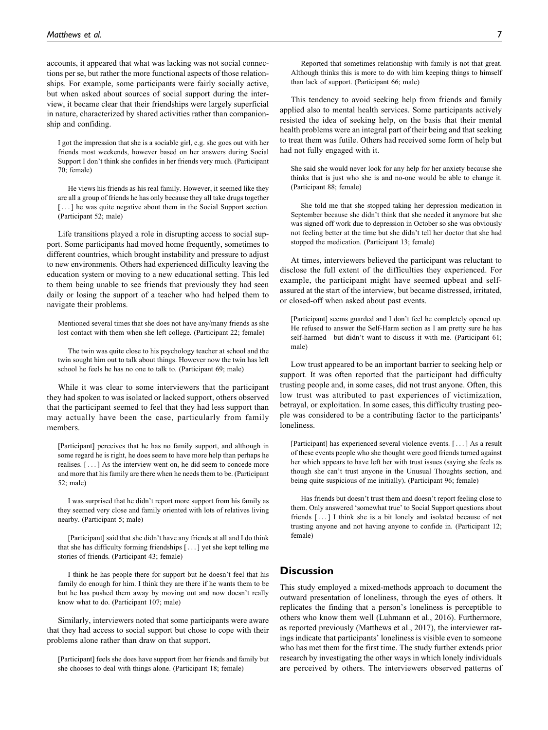accounts, it appeared that what was lacking was not social connections per se, but rather the more functional aspects of those relationships. For example, some participants were fairly socially active, but when asked about sources of social support during the interview, it became clear that their friendships were largely superficial in nature, characterized by shared activities rather than companionship and confiding.

> I got the impression that she is a sociable girl, e.g. she goes out with her friends most weekends, however based on her answers during Social Support I don't think she confides in her friends very much. (Participant 70; female)

> He views his friends as his real family. However, it seemed like they are all a group of friends he has only because they all take drugs together [ . . . ] he was quite negative about them in the Social Support section. (Participant 52; male)

Life transitions played a role in disrupting access to social support. Some participants had moved home frequently, sometimes to different countries, which brought instability and pressure to adjust to new environments. Others had experienced difficulty leaving the education system or moving to a new educational setting. This led to them being unable to see friends that previously they had seen daily or losing the support of a teacher who had helped them to navigate their problems.

> Mentioned several times that she does not have any/many friends as she lost contact with them when she left college. (Participant 22; female)

> The twin was quite close to his psychology teacher at school and the twin sought him out to talk about things. However now the twin has left school he feels he has no one to talk to. (Participant 69; male)

While it was clear to some interviewers that the participant they had spoken to was isolated or lacked support, others observed that the participant seemed to feel that they had less support than may actually have been the case, particularly from family members.

> [Participant] perceives that he has no family support, and although in some regard he is right, he does seem to have more help than perhaps he realises. [ . . . ] As the interview went on, he did seem to concede more and more that his family are there when he needs them to be. (Participant 52; male)

> I was surprised that he didn't report more support from his family as they seemed very close and family oriented with lots of relatives living nearby. (Participant 5; male)

> [Participant] said that she didn't have any friends at all and I do think that she has difficulty forming friendships [ . . . ] yet she kept telling me stories of friends. (Participant 43; female)

> I think he has people there for support but he doesn't feel that his family do enough for him. I think they are there if he wants them to be but he has pushed them away by moving out and now doesn't really know what to do. (Participant 107; male)

Similarly, interviewers noted that some participants were aware that they had access to social support but chose to cope with their problems alone rather than draw on that support.

> [Participant] feels she does have support from her friends and family but she chooses to deal with things alone. (Participant 18; female)

> Reported that sometimes relationship with family is not that great. Although thinks this is more to do with him keeping things to himself than lack of support. (Participant 66; male)

This tendency to avoid seeking help from friends and family applied also to mental health services. Some participants actively resisted the idea of seeking help, on the basis that their mental health problems were an integral part of their being and that seeking to treat them was futile. Others had received some form of help but had not fully engaged with it.

> She said she would never look for any help for her anxiety because she thinks that is just who she is and no-one would be able to change it. (Participant 88; female)

> She told me that she stopped taking her depression medication in September because she didn't think that she needed it anymore but she was signed off work due to depression in October so she was obviously not feeling better at the time but she didn't tell her doctor that she had stopped the medication. (Participant 13; female)

At times, interviewers believed the participant was reluctant to disclose the full extent of the difficulties they experienced. For example, the participant might have seemed upbeat and self-assured at the start of the interview, but became distressed, irritated, or closed-off when asked about past events.

> [Participant] seems guarded and I don't feel he completely opened up. He refused to answer the Self-Harm section as I am pretty sure he has self-harmed—but didn't want to discuss it with me. (Participant 61; male)

Low trust appeared to be an important barrier to seeking help or support. It was often reported that the participant had difficulty trusting people and, in some cases, did not trust anyone. Often, this low trust was attributed to past experiences of victimization, betrayal, or exploitation. In some cases, this difficulty trusting people was considered to be a contributing factor to the participants' loneliness.

> [Participant] has experienced several violence events. [ . . . ] As a result of these events people who she thought were good friends turned against her which appears to have left her with trust issues (saying she feels as though she can't trust anyone in the Unusual Thoughts section, and being quite suspicious of me initially). (Participant 96; female)

> Has friends but doesn't trust them and doesn't report feeling close to them. Only answered 'somewhat true' to Social Support questions about friends [ . . . ] I think she is a bit lonely and isolated because of not trusting anyone and not having anyone to confide in. (Participant 12; female)

## Discussion

This study employed a mixed-methods approach to document the outward presentation of loneliness, through the eyes of others. It replicates the finding that a person's loneliness is perceptible to others who know them well (Luhmann et al., 2016). Furthermore, as reported previously (Matthews et al., 2017), the interviewer ratings indicate that participants' loneliness is visible even to someone who has met them for the first time. The study further extends prior research by investigating the other ways in which lonely individuals are perceived by others. The interviewers observed patterns of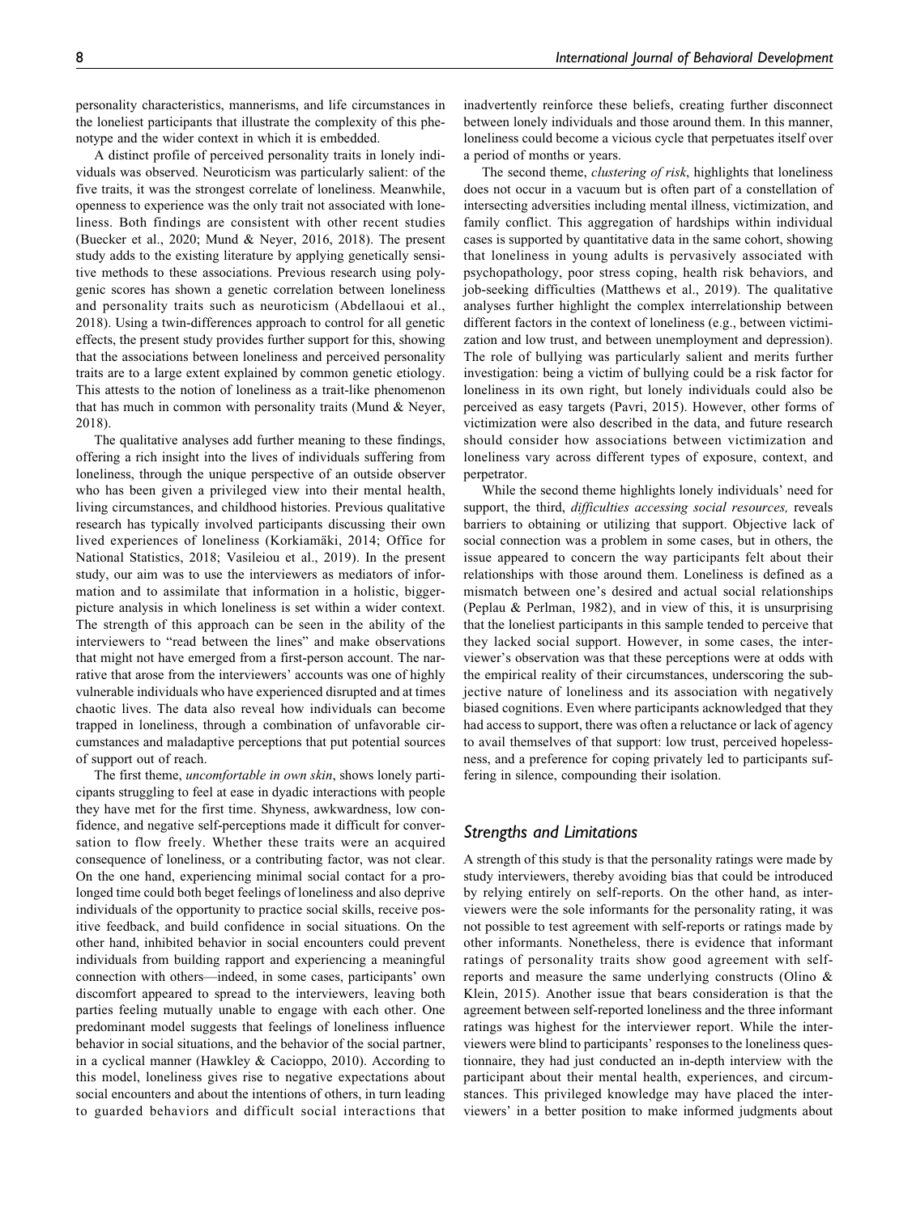personality characteristics, mannerisms, and life circumstances in the loneliest participants that illustrate the complexity of this phenotype and the wider context in which it is embedded.

A distinct profile of perceived personality traits in lonely individuals was observed. Neuroticism was particularly salient: of the five traits, it was the strongest correlate of loneliness. Meanwhile, openness to experience was the only trait not associated with loneliness. Both findings are consistent with other recent studies (Buecker et al., 2020; Mund & Neyer, 2016, 2018). The present study adds to the existing literature by applying genetically sensitive methods to these associations. Previous research using polygenic scores has shown a genetic correlation between loneliness and personality traits such as neuroticism (Abdellaoui et al., 2018). Using a twin-differences approach to control for all genetic effects, the present study provides further support for this, showing that the associations between loneliness and perceived personality traits are to a large extent explained by common genetic etiology. This attests to the notion of loneliness as a trait-like phenomenon that has much in common with personality traits (Mund & Neyer, 2018).

The qualitative analyses add further meaning to these findings, offering a rich insight into the lives of individuals suffering from loneliness, through the unique perspective of an outside observer who has been given a privileged view into their mental health, living circumstances, and childhood histories. Previous qualitative research has typically involved participants discussing their own lived experiences of loneliness (Korkiamäki, 2014; Office for National Statistics, 2018; Vasileiou et al., 2019). In the present study, our aim was to use the interviewers as mediators of information and to assimilate that information in a holistic, bigger-picture analysis in which loneliness is set within a wider context. The strength of this approach can be seen in the ability of the interviewers to "read between the lines" and make observations that might not have emerged from a first-person account. The narrative that arose from the interviewers' accounts was one of highly vulnerable individuals who have experienced disrupted and at times chaotic lives. The data also reveal how individuals can become trapped in loneliness, through a combination of unfavorable circumstances and maladaptive perceptions that put potential sources of support out of reach.

The first theme, *uncomfortable in own skin*, shows lonely participants struggling to feel at ease in dyadic interactions with people they have met for the first time. Shyness, awkwardness, low confidence, and negative self-perceptions made it difficult for conversation to flow freely. Whether these traits were an acquired consequence of loneliness, or a contributing factor, was not clear. On the one hand, experiencing minimal social contact for a prolonged time could both beget feelings of loneliness and also deprive individuals of the opportunity to practice social skills, receive positive feedback, and build confidence in social situations. On the other hand, inhibited behavior in social encounters could prevent individuals from building rapport and experiencing a meaningful connection with others—indeed, in some cases, participants' own discomfort appeared to spread to the interviewers, leaving both parties feeling mutually unable to engage with each other. One predominant model suggests that feelings of loneliness influence behavior in social situations, and the behavior of the social partner, in a cyclical manner (Hawkley & Cacioppo, 2010). According to this model, loneliness gives rise to negative expectations about social encounters and about the intentions of others, in turn leading to guarded behaviors and difficult social interactions that inadvertently reinforce these beliefs, creating further disconnect between lonely individuals and those around them. In this manner, loneliness could become a vicious cycle that perpetuates itself over a period of months or years.

The second theme, *clustering of risk*, highlights that loneliness does not occur in a vacuum but is often part of a constellation of intersecting adversities including mental illness, victimization, and family conflict. This aggregation of hardships within individual cases is supported by quantitative data in the same cohort, showing that loneliness in young adults is pervasively associated with psychopathology, poor stress coping, health risk behaviors, and job-seeking difficulties (Matthews et al., 2019). The qualitative analyses further highlight the complex interrelationship between different factors in the context of loneliness (e.g., between victimization and low trust, and between unemployment and depression). The role of bullying was particularly salient and merits further investigation: being a victim of bullying could be a risk factor for loneliness in its own right, but lonely individuals could also be perceived as easy targets (Pavri, 2015). However, other forms of victimization were also described in the data, and future research should consider how associations between victimization and loneliness vary across different types of exposure, context, and perpetrator.

While the second theme highlights lonely individuals' need for support, the third, *difficulties accessing social resources,* reveals barriers to obtaining or utilizing that support. Objective lack of social connection was a problem in some cases, but in others, the issue appeared to concern the way participants felt about their relationships with those around them. Loneliness is defined as a mismatch between one's desired and actual social relationships (Peplau & Perlman, 1982), and in view of this, it is unsurprising that the loneliest participants in this sample tended to perceive that they lacked social support. However, in some cases, the interviewer's observation was that these perceptions were at odds with the empirical reality of their circumstances, underscoring the subjective nature of loneliness and its association with negatively biased cognitions. Even where participants acknowledged that they had access to support, there was often a reluctance or lack of agency to avail themselves of that support: low trust, perceived hopelessness, and a preference for coping privately led to participants suffering in silence, compounding their isolation.

## Strengths and Limitations

A strength of this study is that the personality ratings were made by study interviewers, thereby avoiding bias that could be introduced by relying entirely on self-reports. On the other hand, as interviewers were the sole informants for the personality rating, it was not possible to test agreement with self-reports or ratings made by other informants. Nonetheless, there is evidence that informant ratings of personality traits show good agreement with self-reports and measure the same underlying constructs (Olino & Klein, 2015). Another issue that bears consideration is that the agreement between self-reported loneliness and the three informant ratings was highest for the interviewer report. While the interviewers were blind to participants' responses to the loneliness questionnaire, they had just conducted an in-depth interview with the participant about their mental health, experiences, and circumstances. This privileged knowledge may have placed the interviewers' in a better position to make informed judgments about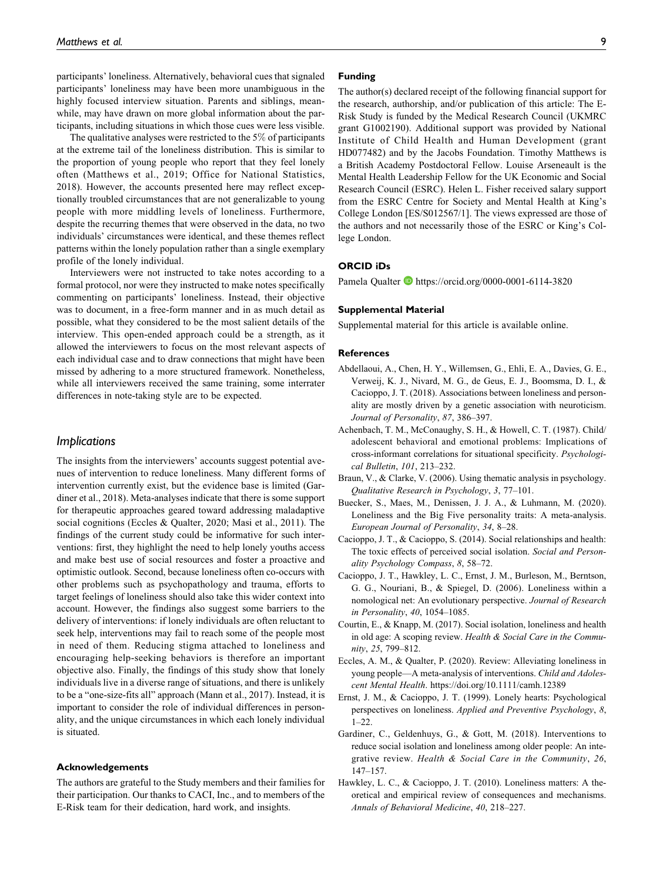participants' loneliness. Alternatively, behavioral cues that signaled participants' loneliness may have been more unambiguous in the highly focused interview situation. Parents and siblings, meanwhile, may have drawn on more global information about the participants, including situations in which those cues were less visible.

The qualitative analyses were restricted to the 5% of participants at the extreme tail of the loneliness distribution. This is similar to the proportion of young people who report that they feel lonely often (Matthews et al., 2019; Office for National Statistics, 2018). However, the accounts presented here may reflect exceptionally troubled circumstances that are not generalizable to young people with more middling levels of loneliness. Furthermore, despite the recurring themes that were observed in the data, no two individuals' circumstances were identical, and these themes reflect patterns within the lonely population rather than a single exemplary profile of the lonely individual.

Interviewers were not instructed to take notes according to a formal protocol, nor were they instructed to make notes specifically commenting on participants' loneliness. Instead, their objective was to document, in a free-form manner and in as much detail as possible, what they considered to be the most salient details of the interview. This open-ended approach could be a strength, as it allowed the interviewers to focus on the most relevant aspects of each individual case and to draw connections that might have been missed by adhering to a more structured framework. Nonetheless, while all interviewers received the same training, some interrater differences in note-taking style are to be expected.

## Implications

The insights from the interviewers' accounts suggest potential avenues of intervention to reduce loneliness. Many different forms of intervention currently exist, but the evidence base is limited (Gardiner et al., 2018). Meta-analyses indicate that there is some support for therapeutic approaches geared toward addressing maladaptive social cognitions (Eccles & Qualter, 2020; Masi et al., 2011). The findings of the current study could be informative for such interventions: first, they highlight the need to help lonely youths access and make best use of social resources and foster a proactive and optimistic outlook. Second, because loneliness often co-occurs with other problems such as psychopathology and trauma, efforts to target feelings of loneliness should also take this wider context into account. However, the findings also suggest some barriers to the delivery of interventions: if lonely individuals are often reluctant to seek help, interventions may fail to reach some of the people most in need of them. Reducing stigma attached to loneliness and encouraging help-seeking behaviors is therefore an important objective also. Finally, the findings of this study show that lonely individuals live in a diverse range of situations, and there is unlikely to be a "one-size-fits all" approach (Mann et al., 2017). Instead, it is important to consider the role of individual differences in personality, and the unique circumstances in which each lonely individual is situated.

### Acknowledgements

The authors are grateful to the Study members and their families for their participation. Our thanks to CACI, Inc., and to members of the E-Risk team for their dedication, hard work, and insights.

### Funding

The author(s) declared receipt of the following financial support for the research, authorship, and/or publication of this article: The E-Risk Study is funded by the Medical Research Council (UKMRC grant G1002190). Additional support was provided by National Institute of Child Health and Human Development (grant HD077482) and by the Jacobs Foundation. Timothy Matthews is a British Academy Postdoctoral Fellow. Louise Arseneault is the Mental Health Leadership Fellow for the UK Economic and Social Research Council (ESRC). Helen L. Fisher received salary support from the ESRC Centre for Society and Mental Health at King's College London [ES/S012567/1]. The views expressed are those of the authors and not necessarily those of the ESRC or King's College London.

### ORCID iDs

Pamela Qualter https://orcid.org/0000-0001-6114-3820

### Supplemental Material

Supplemental material for this article is available online.

### References

Abdellaoui, A., Chen, H. Y., Willemsen, G., Ehli, E. A., Davies, G. E., Verweij, K. J., Nivard, M. G., de Geus, E. J., Boomsma, D. I., & Cacioppo, J. T. (2018). Associations between loneliness and personality are mostly driven by a genetic association with neuroticism. *Journal of Personality*, *87*, 386–397.

Achenbach, T. M., McConaughy, S. H., & Howell, C. T. (1987). Child/adolescent behavioral and emotional problems: Implications of cross-informant correlations for situational specificity. *Psychological Bulletin*, *101*, 213–232.

Braun, V., & Clarke, V. (2006). Using thematic analysis in psychology. *Qualitative Research in Psychology*, *3*, 77–101.

Buecker, S., Maes, M., Denissen, J. J. A., & Luhmann, M. (2020). Loneliness and the Big Five personality traits: A meta-analysis. *European Journal of Personality*, *34*, 8–28.

Cacioppo, J. T., & Cacioppo, S. (2014). Social relationships and health: The toxic effects of perceived social isolation. *Social and Personality Psychology Compass*, *8*, 58–72.

Cacioppo, J. T., Hawkley, L. C., Ernst, J. M., Burleson, M., Berntson, G. G., Nouriani, B., & Spiegel, D. (2006). Loneliness within a nomological net: An evolutionary perspective. *Journal of Research in Personality*, *40*, 1054–1085.

Courtin, E., & Knapp, M. (2017). Social isolation, loneliness and health in old age: A scoping review. *Health & Social Care in the Community*, *25*, 799–812.

Eccles, A. M., & Qualter, P. (2020). Review: Alleviating loneliness in young people—A meta-analysis of interventions. *Child and Adolescent Mental Health*. https://doi.org/10.1111/camh.12389

Ernst, J. M., & Cacioppo, J. T. (1999). Lonely hearts: Psychological perspectives on loneliness. *Applied and Preventive Psychology*, *8*, 1–22.

Gardiner, C., Geldenhuys, G., & Gott, M. (2018). Interventions to reduce social isolation and loneliness among older people: An integrative review. *Health & Social Care in the Community*, *26*, 147–157.

Hawkley, L. C., & Cacioppo, J. T. (2010). Loneliness matters: A theoretical and empirical review of consequences and mechanisms. *Annals of Behavioral Medicine*, *40*, 218–227.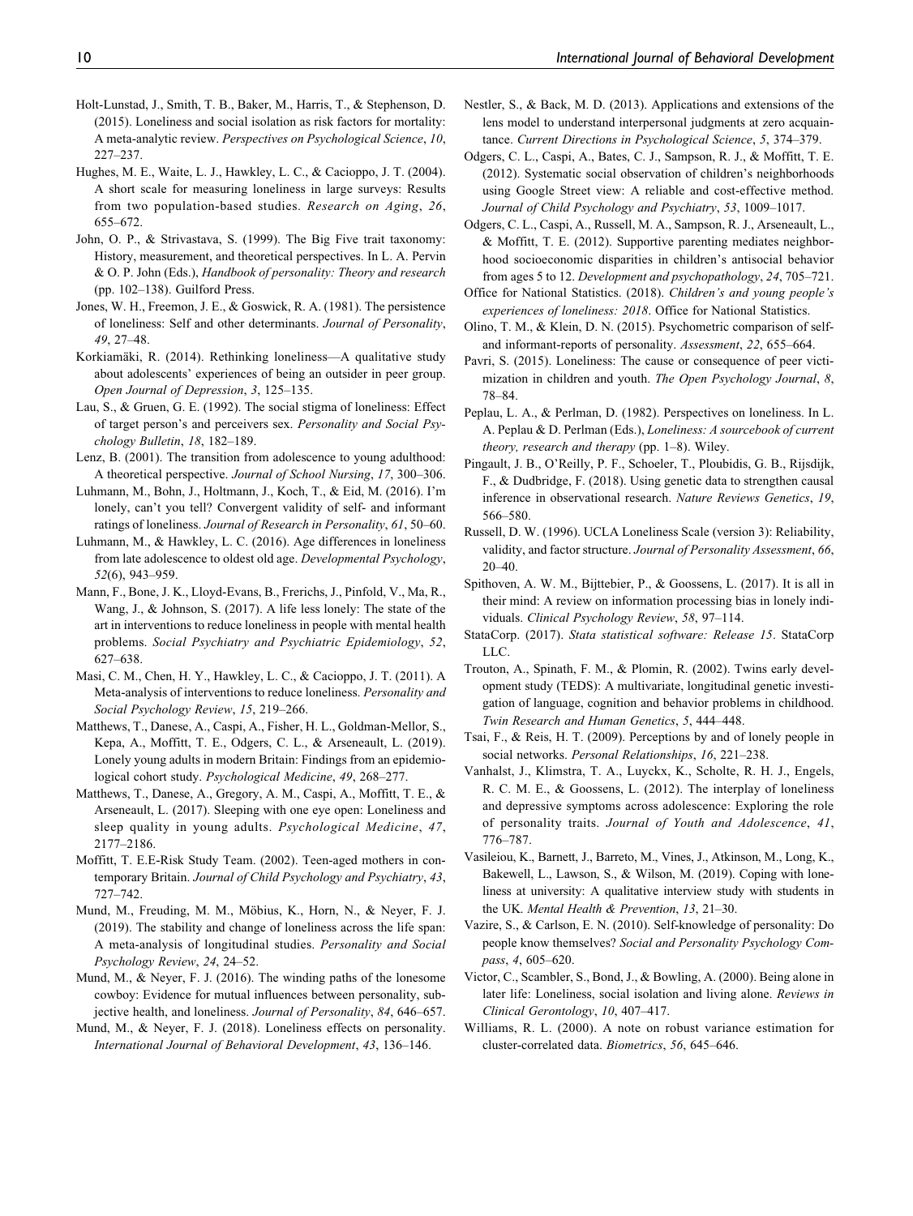Holt-Lunstad, J., Smith, T. B., Baker, M., Harris, T., & Stephenson, D. (2015). Loneliness and social isolation as risk factors for mortality: A meta-analytic review. *Perspectives on Psychological Science*, *10*, 227–237.

Hughes, M. E., Waite, L. J., Hawkley, L. C., & Cacioppo, J. T. (2004). A short scale for measuring loneliness in large surveys: Results from two population-based studies. *Research on Aging*, *26*, 655–672.

John, O. P., & Strivastava, S. (1999). The Big Five trait taxonomy: History, measurement, and theoretical perspectives. In L. A. Pervin & O. P. John (Eds.), *Handbook of personality: Theory and research* (pp. 102–138). Guilford Press.

Jones, W. H., Freemon, J. E., & Goswick, R. A. (1981). The persistence of loneliness: Self and other determinants. *Journal of Personality*, *49*, 27–48.

Korkiamäki, R. (2014). Rethinking loneliness—A qualitative study about adolescents' experiences of being an outsider in peer group. *Open Journal of Depression*, *3*, 125–135.

Lau, S., & Gruen, G. E. (1992). The social stigma of loneliness: Effect of target person's and perceivers sex. *Personality and Social Psychology Bulletin*, *18*, 182–189.

Lenz, B. (2001). The transition from adolescence to young adulthood: A theoretical perspective. *Journal of School Nursing*, *17*, 300–306.

Luhmann, M., Bohn, J., Holtmann, J., Koch, T., & Eid, M. (2016). I'm lonely, can't you tell? Convergent validity of self- and informant ratings of loneliness. *Journal of Research in Personality*, *61*, 50–60.

Luhmann, M., & Hawkley, L. C. (2016). Age differences in loneliness from late adolescence to oldest old age. *Developmental Psychology*, *52*(6), 943–959.

Mann, F., Bone, J. K., Lloyd-Evans, B., Frerichs, J., Pinfold, V., Ma, R., Wang, J., & Johnson, S. (2017). A life less lonely: The state of the art in interventions to reduce loneliness in people with mental health problems. *Social Psychiatry and Psychiatric Epidemiology*, *52*, 627–638.

Masi, C. M., Chen, H. Y., Hawkley, L. C., & Cacioppo, J. T. (2011). A Meta-analysis of interventions to reduce loneliness. *Personality and Social Psychology Review*, *15*, 219–266.

Matthews, T., Danese, A., Caspi, A., Fisher, H. L., Goldman-Mellor, S., Kepa, A., Moffitt, T. E., Odgers, C. L., & Arseneault, L. (2019). Lonely young adults in modern Britain: Findings from an epidemiological cohort study. *Psychological Medicine*, *49*, 268–277.

Matthews, T., Danese, A., Gregory, A. M., Caspi, A., Moffitt, T. E., & Arseneault, L. (2017). Sleeping with one eye open: Loneliness and sleep quality in young adults. *Psychological Medicine*, *47*, 2177–2186.

Moffitt, T. E.E-Risk Study Team. (2002). Teen-aged mothers in contemporary Britain. *Journal of Child Psychology and Psychiatry*, *43*, 727–742.

Mund, M., Freuding, M. M., Möbius, K., Horn, N., & Neyer, F. J. (2019). The stability and change of loneliness across the life span: A meta-analysis of longitudinal studies. *Personality and Social Psychology Review*, *24*, 24–52.

Mund, M., & Neyer, F. J. (2016). The winding paths of the lonesome cowboy: Evidence for mutual influences between personality, subjective health, and loneliness. *Journal of Personality*, *84*, 646–657.

Mund, M., & Neyer, F. J. (2018). Loneliness effects on personality. *International Journal of Behavioral Development*, *43*, 136–146.

Nestler, S., & Back, M. D. (2013). Applications and extensions of the lens model to understand interpersonal judgments at zero acquaintance. *Current Directions in Psychological Science*, *5*, 374–379.

Odgers, C. L., Caspi, A., Bates, C. J., Sampson, R. J., & Moffitt, T. E. (2012). Systematic social observation of children's neighborhoods using Google Street view: A reliable and cost-effective method. *Journal of Child Psychology and Psychiatry*, *53*, 1009–1017.

Odgers, C. L., Caspi, A., Russell, M. A., Sampson, R. J., Arseneault, L., & Moffitt, T. E. (2012). Supportive parenting mediates neighborhood socioeconomic disparities in children's antisocial behavior from ages 5 to 12. *Development and psychopathology*, *24*, 705–721.

Office for National Statistics. (2018). *Children's and young people's experiences of loneliness: 2018*. Office for National Statistics.

Olino, T. M., & Klein, D. N. (2015). Psychometric comparison of self- and informant-reports of personality. *Assessment*, *22*, 655–664.

Pavri, S. (2015). Loneliness: The cause or consequence of peer victimization in children and youth. *The Open Psychology Journal*, *8*, 78–84.

Peplau, L. A., & Perlman, D. (1982). Perspectives on loneliness. In L. A. Peplau & D. Perlman (Eds.), *Loneliness: A sourcebook of current theory, research and therapy* (pp. 1–8). Wiley.

Pingault, J. B., O'Reilly, P. F., Schoeler, T., Ploubidis, G. B., Rijsdijk, F., & Dudbridge, F. (2018). Using genetic data to strengthen causal inference in observational research. *Nature Reviews Genetics*, *19*, 566–580.

Russell, D. W. (1996). UCLA Loneliness Scale (version 3): Reliability, validity, and factor structure. *Journal of Personality Assessment*, *66*, 20–40.

Spithoven, A. W. M., Bijttebier, P., & Goossens, L. (2017). It is all in their mind: A review on information processing bias in lonely individuals. *Clinical Psychology Review*, *58*, 97–114.

StataCorp. (2017). *Stata statistical software: Release 15*. StataCorp LLC.

Trouton, A., Spinath, F. M., & Plomin, R. (2002). Twins early development study (TEDS): A multivariate, longitudinal genetic investigation of language, cognition and behavior problems in childhood. *Twin Research and Human Genetics*, *5*, 444–448.

Tsai, F., & Reis, H. T. (2009). Perceptions by and of lonely people in social networks. *Personal Relationships*, *16*, 221–238.

Vanhalst, J., Klimstra, T. A., Luyckx, K., Scholte, R. H. J., Engels, R. C. M. E., & Goossens, L. (2012). The interplay of loneliness and depressive symptoms across adolescence: Exploring the role of personality traits. *Journal of Youth and Adolescence*, *41*, 776–787.

Vasileiou, K., Barnett, J., Barreto, M., Vines, J., Atkinson, M., Long, K., Bakewell, L., Lawson, S., & Wilson, M. (2019). Coping with loneliness at university: A qualitative interview study with students in the UK. *Mental Health & Prevention*, *13*, 21–30.

Vazire, S., & Carlson, E. N. (2010). Self-knowledge of personality: Do people know themselves? *Social and Personality Psychology Compass*, *4*, 605–620.

Victor, C., Scambler, S., Bond, J., & Bowling, A. (2000). Being alone in later life: Loneliness, social isolation and living alone. *Reviews in Clinical Gerontology*, *10*, 407–417.

Williams, R. L. (2000). A note on robust variance estimation for cluster-correlated data. *Biometrics*, *56*, 645–646.